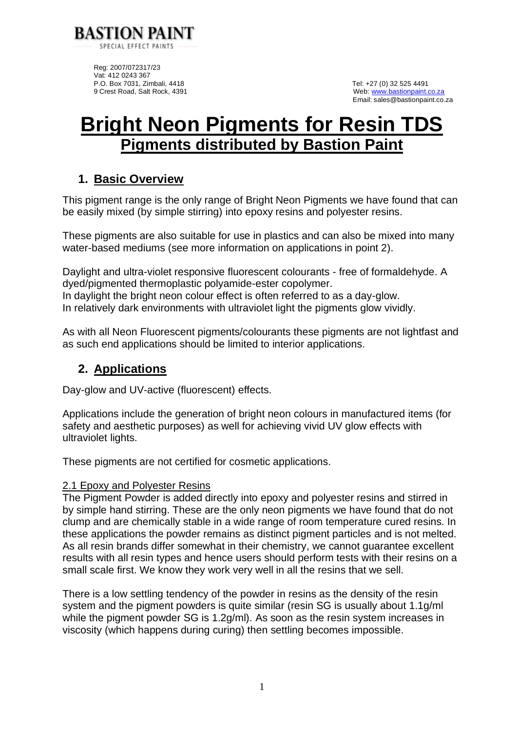**BASTION PAINT**
SPECIAL EFFECT PAINTS

Reg: 2007/072317/23
Vat: 412 0243 367
P.O. Box 7031, Zimbali, 4418
9 Crest Road, Salt Rock, 4391

Tel: +27 (0) 32 525 4491
Web: www.bastionpaint.co.za
Email: sales@bastionpaint.co.za

# Bright Neon Pigments for Resin TDS

## Pigments distributed by Bastion Paint

## 1. Basic Overview

This pigment range is the only range of Bright Neon Pigments we have found that can be easily mixed (by simple stirring) into epoxy resins and polyester resins.

These pigments are also suitable for use in plastics and can also be mixed into many water-based mediums (see more information on applications in point 2).

Daylight and ultra-violet responsive fluorescent colourants - free of formaldehyde. A dyed/pigmented thermoplastic polyamide-ester copolymer.
In daylight the bright neon colour effect is often referred to as a day-glow.
In relatively dark environments with ultraviolet light the pigments glow vividly.

As with all Neon Fluorescent pigments/colourants these pigments are not lightfast and as such end applications should be limited to interior applications.

## 2. Applications

Day-glow and UV-active (fluorescent) effects.

Applications include the generation of bright neon colours in manufactured items (for safety and aesthetic purposes) as well for achieving vivid UV glow effects with ultraviolet lights.

These pigments are not certified for cosmetic applications.

### 2.1 Epoxy and Polyester Resins

The Pigment Powder is added directly into epoxy and polyester resins and stirred in by simple hand stirring. These are the only neon pigments we have found that do not clump and are chemically stable in a wide range of room temperature cured resins. In these applications the powder remains as distinct pigment particles and is not melted. As all resin brands differ somewhat in their chemistry, we cannot guarantee excellent results with all resin types and hence users should perform tests with their resins on a small scale first. We know they work very well in all the resins that we sell.

There is a low settling tendency of the powder in resins as the density of the resin system and the pigment powders is quite similar (resin SG is usually about 1.1g/ml while the pigment powder SG is 1.2g/ml). As soon as the resin system increases in viscosity (which happens during curing) then settling becomes impossible.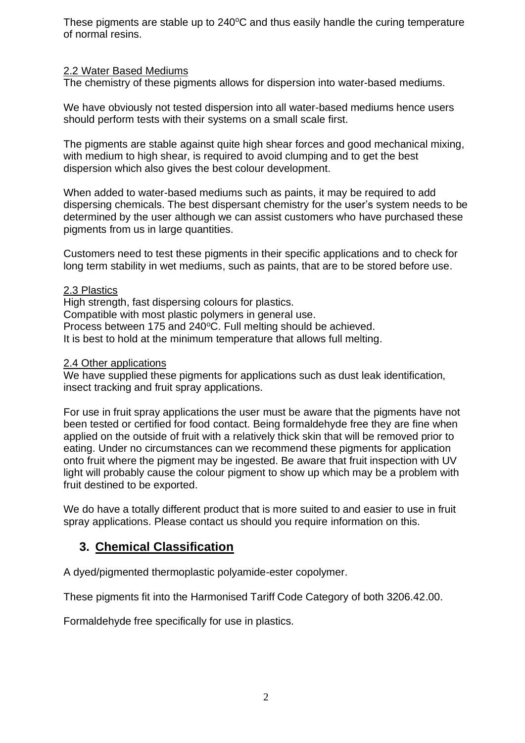These pigments are stable up to 240$^{o}$C and thus easily handle the curing temperature of normal resins.

### 2.2 Water Based Mediums

The chemistry of these pigments allows for dispersion into water-based mediums.

We have obviously not tested dispersion into all water-based mediums hence users should perform tests with their systems on a small scale first.

The pigments are stable against quite high shear forces and good mechanical mixing, with medium to high shear, is required to avoid clumping and to get the best dispersion which also gives the best colour development.

When added to water-based mediums such as paints, it may be required to add dispersing chemicals. The best dispersant chemistry for the user's system needs to be determined by the user although we can assist customers who have purchased these pigments from us in large quantities.

Customers need to test these pigments in their specific applications and to check for long term stability in wet mediums, such as paints, that are to be stored before use.

### 2.3 Plastics

High strength, fast dispersing colours for plastics.
Compatible with most plastic polymers in general use.
Process between 175 and 240$^{o}$C. Full melting should be achieved.
It is best to hold at the minimum temperature that allows full melting.

### 2.4 Other applications

We have supplied these pigments for applications such as dust leak identification, insect tracking and fruit spray applications.

For use in fruit spray applications the user must be aware that the pigments have not been tested or certified for food contact. Being formaldehyde free they are fine when applied on the outside of fruit with a relatively thick skin that will be removed prior to eating. Under no circumstances can we recommend these pigments for application onto fruit where the pigment may be ingested. Be aware that fruit inspection with UV light will probably cause the colour pigment to show up which may be a problem with fruit destined to be exported.

We do have a totally different product that is more suited to and easier to use in fruit spray applications. Please contact us should you require information on this.

## 3. Chemical Classification

A dyed/pigmented thermoplastic polyamide-ester copolymer.

These pigments fit into the Harmonised Tariff Code Category of both 3206.42.00.

Formaldehyde free specifically for use in plastics.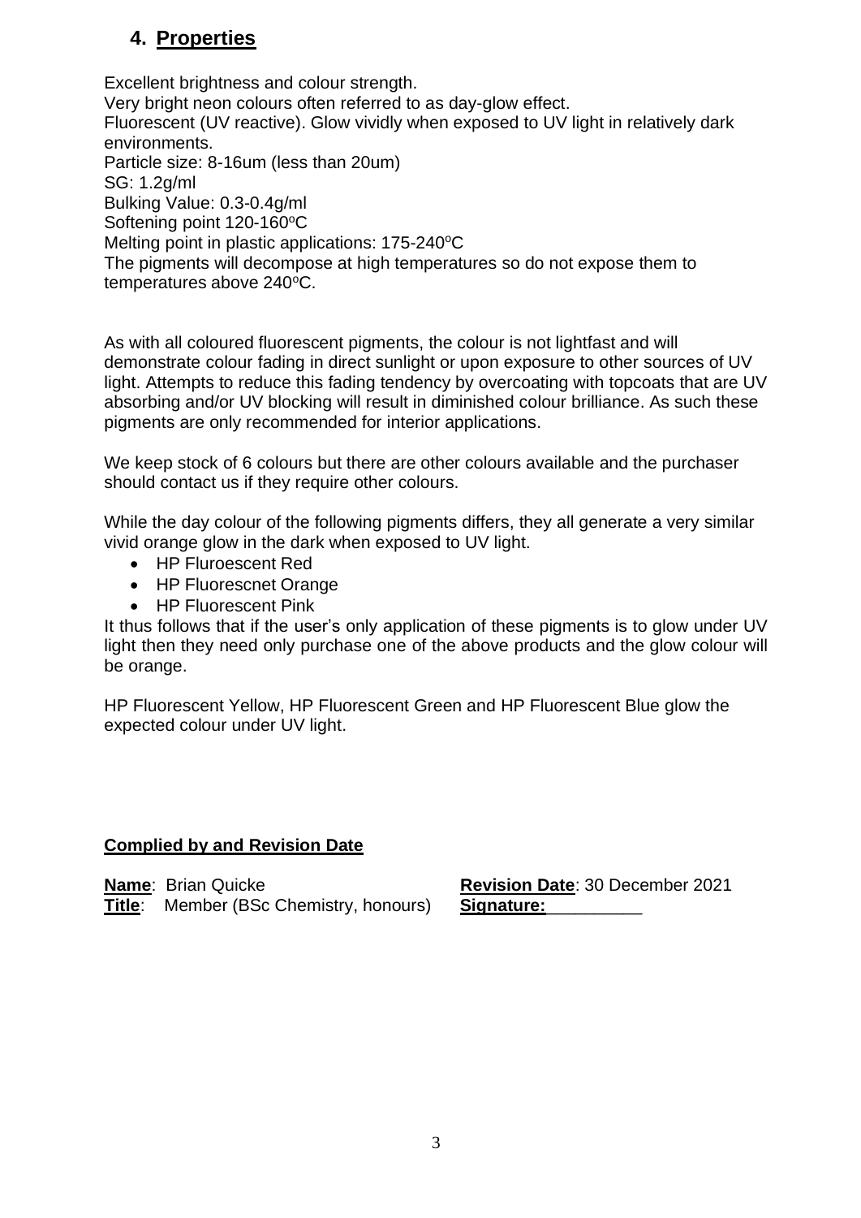## 4. Properties

Excellent brightness and colour strength.
Very bright neon colours often referred to as day-glow effect.
Fluorescent (UV reactive). Glow vividly when exposed to UV light in relatively dark environments.
Particle size: 8-16um (less than 20um)
SG: 1.2g/ml
Bulking Value: 0.3-0.4g/ml
Softening point 120-160$^oC$
Melting point in plastic applications: 175-240$^oC$
The pigments will decompose at high temperatures so do not expose them to temperatures above 240$^oC$.

As with all coloured fluorescent pigments, the colour is not lightfast and will demonstrate colour fading in direct sunlight or upon exposure to other sources of UV light. Attempts to reduce this fading tendency by overcoating with topcoats that are UV absorbing and/or UV blocking will result in diminished colour brilliance. As such these pigments are only recommended for interior applications.

We keep stock of 6 colours but there are other colours available and the purchaser should contact us if they require other colours.

While the day colour of the following pigments differs, they all generate a very similar vivid orange glow in the dark when exposed to UV light.

- HP Fluroescent Red
- HP Fluorescnet Orange
- HP Fluorescent Pink

It thus follows that if the user's only application of these pigments is to glow under UV light then they need only purchase one of the above products and the glow colour will be orange.

HP Fluorescent Yellow, HP Fluorescent Green and HP Fluorescent Blue glow the expected colour under UV light.

**Complied by and Revision Date**

**Name**: Brian Quicke
**Title**: Member (BSc Chemistry, honours)

**Revision Date**: 30 December 2021
**Signature:**__________